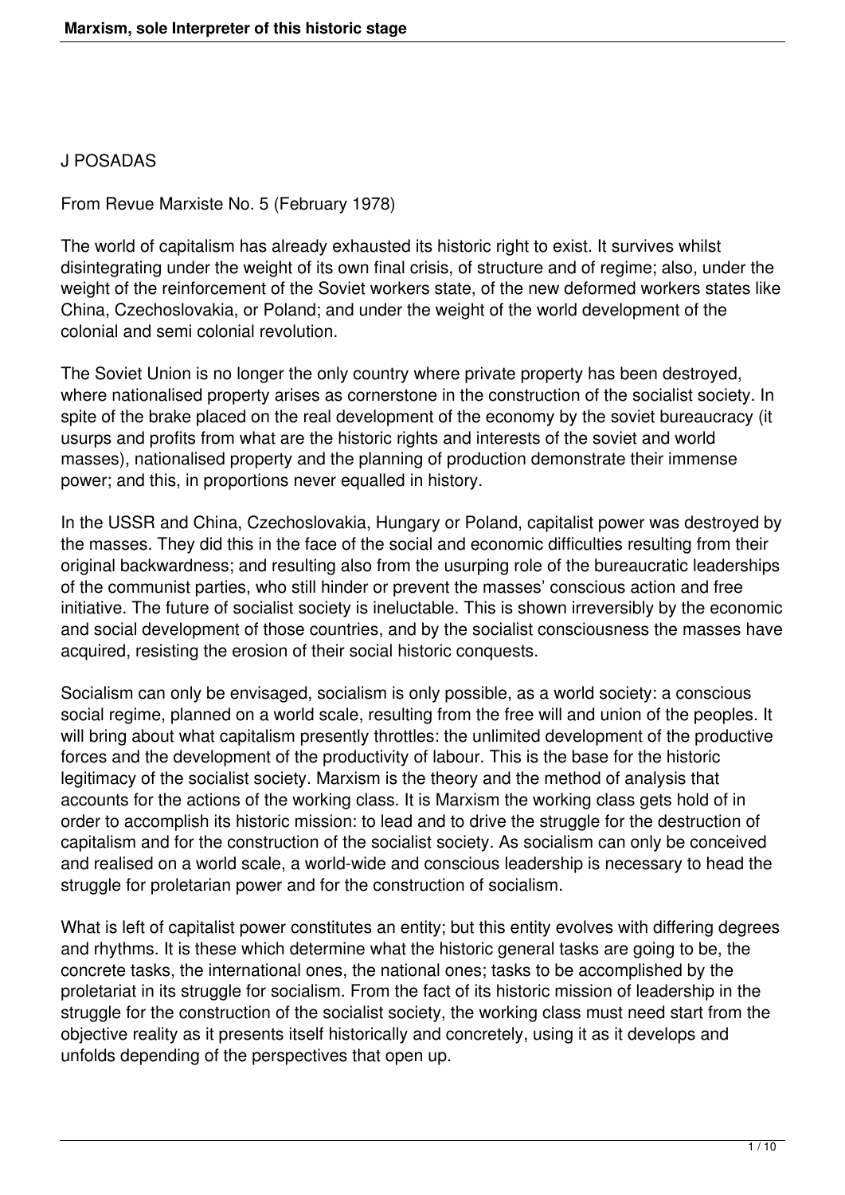J POSADAS

From Revue Marxiste No. 5 (February 1978)

The world of capitalism has already exhausted its historic right to exist. It survives whilst disintegrating under the weight of its own final crisis, of structure and of regime; also, under the weight of the reinforcement of the Soviet workers state, of the new deformed workers states like China, Czechoslovakia, or Poland; and under the weight of the world development of the colonial and semi colonial revolution.

The Soviet Union is no longer the only country where private property has been destroyed, where nationalised property arises as cornerstone in the construction of the socialist society. In spite of the brake placed on the real development of the economy by the soviet bureaucracy (it usurps and profits from what are the historic rights and interests of the soviet and world masses), nationalised property and the planning of production demonstrate their immense power; and this, in proportions never equalled in history.

In the USSR and China, Czechoslovakia, Hungary or Poland, capitalist power was destroyed by the masses. They did this in the face of the social and economic difficulties resulting from their original backwardness; and resulting also from the usurping role of the bureaucratic leaderships of the communist parties, who still hinder or prevent the masses' conscious action and free initiative. The future of socialist society is ineluctable. This is shown irreversibly by the economic and social development of those countries, and by the socialist consciousness the masses have acquired, resisting the erosion of their social historic conquests.

Socialism can only be envisaged, socialism is only possible, as a world society: a conscious social regime, planned on a world scale, resulting from the free will and union of the peoples. It will bring about what capitalism presently throttles: the unlimited development of the productive forces and the development of the productivity of labour. This is the base for the historic legitimacy of the socialist society. Marxism is the theory and the method of analysis that accounts for the actions of the working class. It is Marxism the working class gets hold of in order to accomplish its historic mission: to lead and to drive the struggle for the destruction of capitalism and for the construction of the socialist society. As socialism can only be conceived and realised on a world scale, a world-wide and conscious leadership is necessary to head the struggle for proletarian power and for the construction of socialism.

What is left of capitalist power constitutes an entity; but this entity evolves with differing degrees and rhythms. It is these which determine what the historic general tasks are going to be, the concrete tasks, the international ones, the national ones; tasks to be accomplished by the proletariat in its struggle for socialism. From the fact of its historic mission of leadership in the struggle for the construction of the socialist society, the working class must need start from the objective reality as it presents itself historically and concretely, using it as it develops and unfolds depending of the perspectives that open up.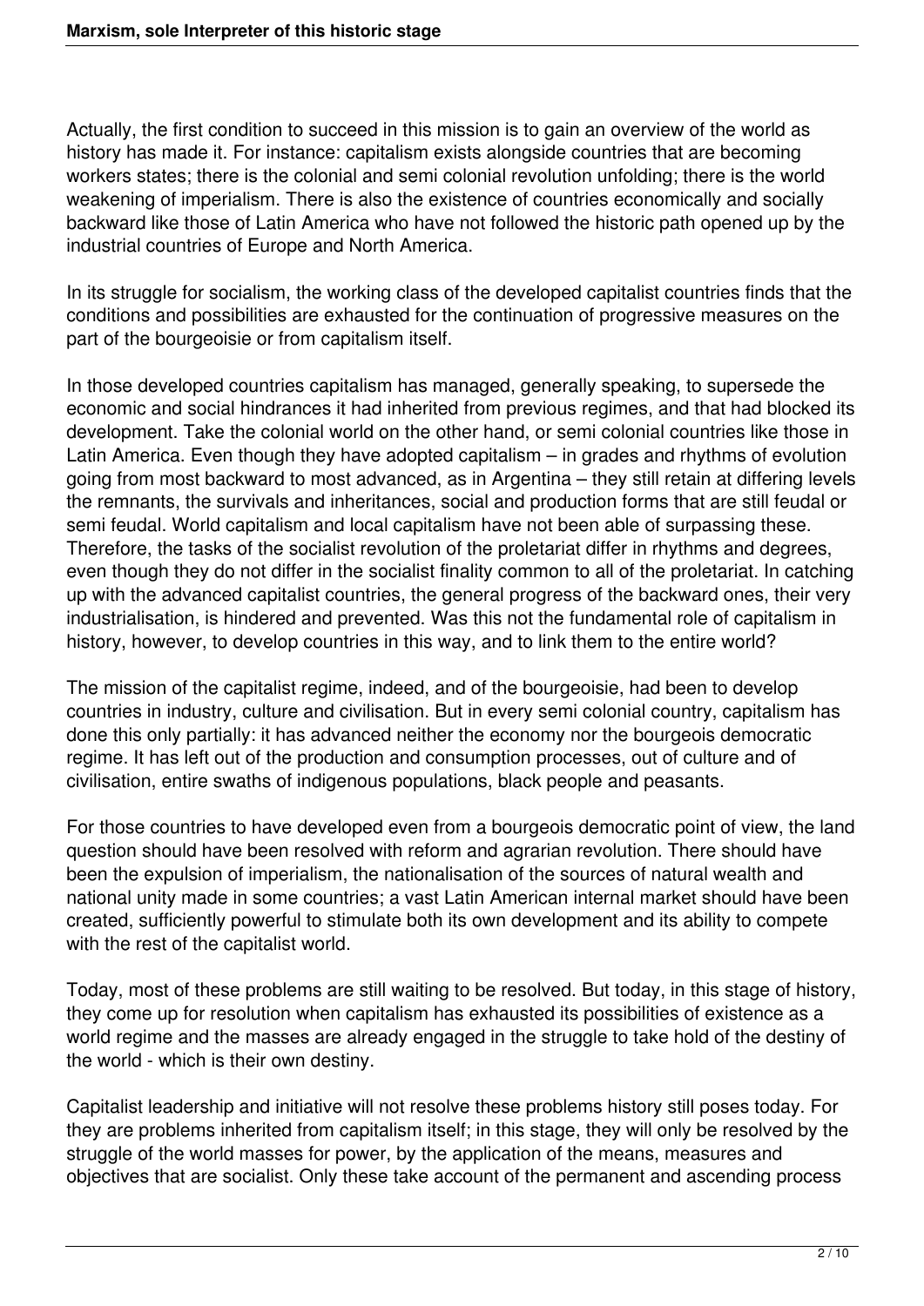Actually, the first condition to succeed in this mission is to gain an overview of the world as history has made it. For instance: capitalism exists alongside countries that are becoming workers states; there is the colonial and semi colonial revolution unfolding; there is the world weakening of imperialism. There is also the existence of countries economically and socially backward like those of Latin America who have not followed the historic path opened up by the industrial countries of Europe and North America.

In its struggle for socialism, the working class of the developed capitalist countries finds that the conditions and possibilities are exhausted for the continuation of progressive measures on the part of the bourgeoisie or from capitalism itself.

In those developed countries capitalism has managed, generally speaking, to supersede the economic and social hindrances it had inherited from previous regimes, and that had blocked its development. Take the colonial world on the other hand, or semi colonial countries like those in Latin America. Even though they have adopted capitalism – in grades and rhythms of evolution going from most backward to most advanced, as in Argentina – they still retain at differing levels the remnants, the survivals and inheritances, social and production forms that are still feudal or semi feudal. World capitalism and local capitalism have not been able of surpassing these. Therefore, the tasks of the socialist revolution of the proletariat differ in rhythms and degrees, even though they do not differ in the socialist finality common to all of the proletariat. In catching up with the advanced capitalist countries, the general progress of the backward ones, their very industrialisation, is hindered and prevented. Was this not the fundamental role of capitalism in history, however, to develop countries in this way, and to link them to the entire world?

The mission of the capitalist regime, indeed, and of the bourgeoisie, had been to develop countries in industry, culture and civilisation. But in every semi colonial country, capitalism has done this only partially: it has advanced neither the economy nor the bourgeois democratic regime. It has left out of the production and consumption processes, out of culture and of civilisation, entire swaths of indigenous populations, black people and peasants.

For those countries to have developed even from a bourgeois democratic point of view, the land question should have been resolved with reform and agrarian revolution. There should have been the expulsion of imperialism, the nationalisation of the sources of natural wealth and national unity made in some countries; a vast Latin American internal market should have been created, sufficiently powerful to stimulate both its own development and its ability to compete with the rest of the capitalist world.

Today, most of these problems are still waiting to be resolved. But today, in this stage of history, they come up for resolution when capitalism has exhausted its possibilities of existence as a world regime and the masses are already engaged in the struggle to take hold of the destiny of the world - which is their own destiny.

Capitalist leadership and initiative will not resolve these problems history still poses today. For they are problems inherited from capitalism itself; in this stage, they will only be resolved by the struggle of the world masses for power, by the application of the means, measures and objectives that are socialist. Only these take account of the permanent and ascending process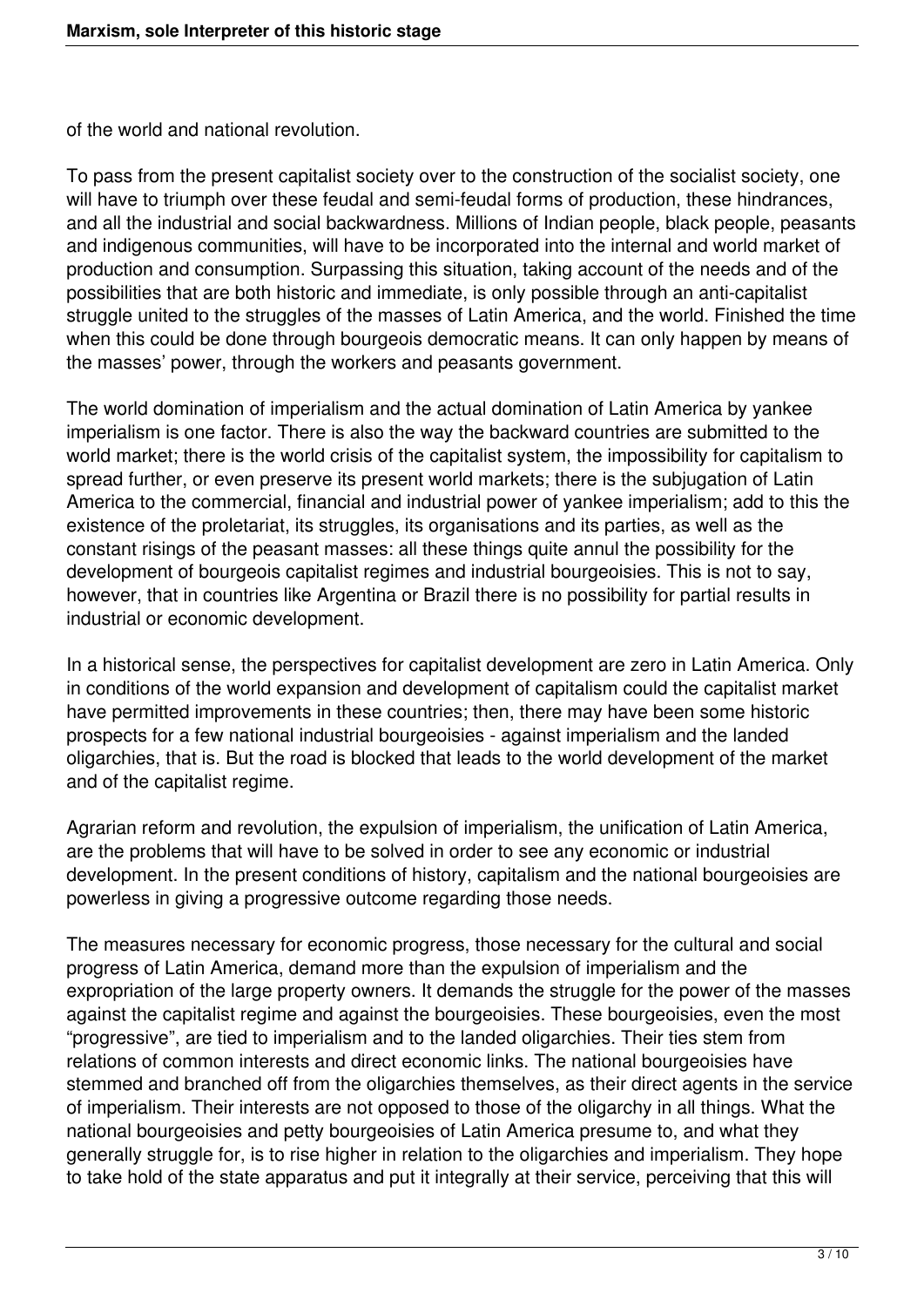of the world and national revolution.

To pass from the present capitalist society over to the construction of the socialist society, one will have to triumph over these feudal and semi-feudal forms of production, these hindrances, and all the industrial and social backwardness. Millions of Indian people, black people, peasants and indigenous communities, will have to be incorporated into the internal and world market of production and consumption. Surpassing this situation, taking account of the needs and of the possibilities that are both historic and immediate, is only possible through an anti-capitalist struggle united to the struggles of the masses of Latin America, and the world. Finished the time when this could be done through bourgeois democratic means. It can only happen by means of the masses' power, through the workers and peasants government.

The world domination of imperialism and the actual domination of Latin America by yankee imperialism is one factor. There is also the way the backward countries are submitted to the world market; there is the world crisis of the capitalist system, the impossibility for capitalism to spread further, or even preserve its present world markets; there is the subjugation of Latin America to the commercial, financial and industrial power of yankee imperialism; add to this the existence of the proletariat, its struggles, its organisations and its parties, as well as the constant risings of the peasant masses: all these things quite annul the possibility for the development of bourgeois capitalist regimes and industrial bourgeoisies. This is not to say, however, that in countries like Argentina or Brazil there is no possibility for partial results in industrial or economic development.

In a historical sense, the perspectives for capitalist development are zero in Latin America. Only in conditions of the world expansion and development of capitalism could the capitalist market have permitted improvements in these countries; then, there may have been some historic prospects for a few national industrial bourgeoisies - against imperialism and the landed oligarchies, that is. But the road is blocked that leads to the world development of the market and of the capitalist regime.

Agrarian reform and revolution, the expulsion of imperialism, the unification of Latin America, are the problems that will have to be solved in order to see any economic or industrial development. In the present conditions of history, capitalism and the national bourgeoisies are powerless in giving a progressive outcome regarding those needs.

The measures necessary for economic progress, those necessary for the cultural and social progress of Latin America, demand more than the expulsion of imperialism and the expropriation of the large property owners. It demands the struggle for the power of the masses against the capitalist regime and against the bourgeoisies. These bourgeoisies, even the most "progressive", are tied to imperialism and to the landed oligarchies. Their ties stem from relations of common interests and direct economic links. The national bourgeoisies have stemmed and branched off from the oligarchies themselves, as their direct agents in the service of imperialism. Their interests are not opposed to those of the oligarchy in all things. What the national bourgeoisies and petty bourgeoisies of Latin America presume to, and what they generally struggle for, is to rise higher in relation to the oligarchies and imperialism. They hope to take hold of the state apparatus and put it integrally at their service, perceiving that this will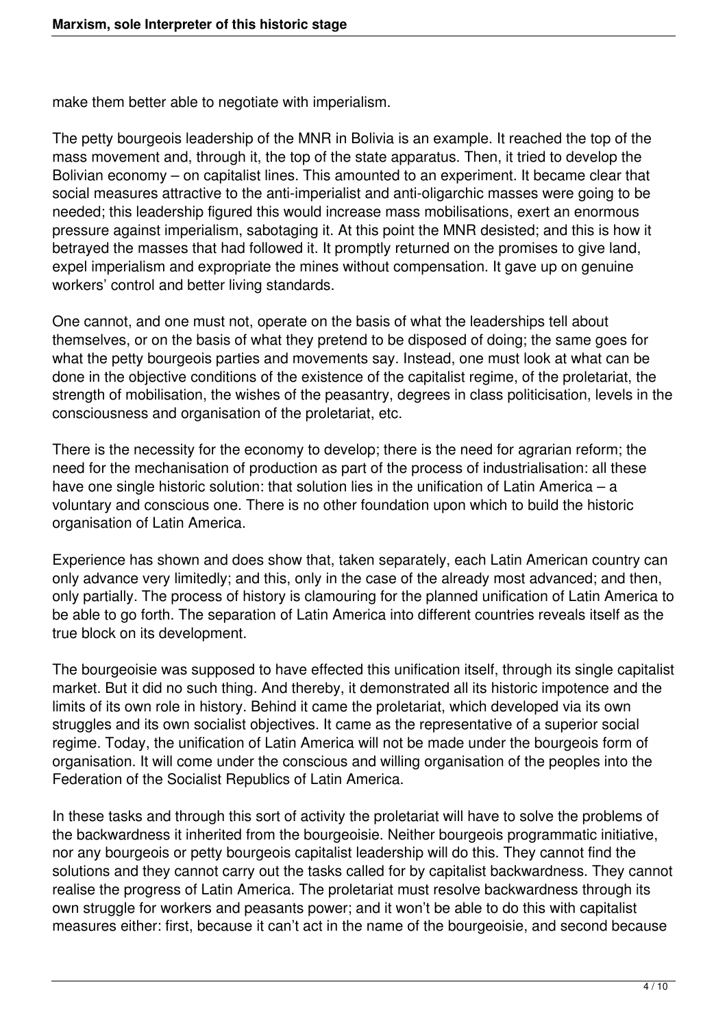make them better able to negotiate with imperialism.

The petty bourgeois leadership of the MNR in Bolivia is an example. It reached the top of the mass movement and, through it, the top of the state apparatus. Then, it tried to develop the Bolivian economy – on capitalist lines. This amounted to an experiment. It became clear that social measures attractive to the anti-imperialist and anti-oligarchic masses were going to be needed; this leadership figured this would increase mass mobilisations, exert an enormous pressure against imperialism, sabotaging it. At this point the MNR desisted; and this is how it betrayed the masses that had followed it. It promptly returned on the promises to give land, expel imperialism and expropriate the mines without compensation. It gave up on genuine workers' control and better living standards.

One cannot, and one must not, operate on the basis of what the leaderships tell about themselves, or on the basis of what they pretend to be disposed of doing; the same goes for what the petty bourgeois parties and movements say. Instead, one must look at what can be done in the objective conditions of the existence of the capitalist regime, of the proletariat, the strength of mobilisation, the wishes of the peasantry, degrees in class politicisation, levels in the consciousness and organisation of the proletariat, etc.

There is the necessity for the economy to develop; there is the need for agrarian reform; the need for the mechanisation of production as part of the process of industrialisation: all these have one single historic solution: that solution lies in the unification of Latin America – a voluntary and conscious one. There is no other foundation upon which to build the historic organisation of Latin America.

Experience has shown and does show that, taken separately, each Latin American country can only advance very limitedly; and this, only in the case of the already most advanced; and then, only partially. The process of history is clamouring for the planned unification of Latin America to be able to go forth. The separation of Latin America into different countries reveals itself as the true block on its development.

The bourgeoisie was supposed to have effected this unification itself, through its single capitalist market. But it did no such thing. And thereby, it demonstrated all its historic impotence and the limits of its own role in history. Behind it came the proletariat, which developed via its own struggles and its own socialist objectives. It came as the representative of a superior social regime. Today, the unification of Latin America will not be made under the bourgeois form of organisation. It will come under the conscious and willing organisation of the peoples into the Federation of the Socialist Republics of Latin America.

In these tasks and through this sort of activity the proletariat will have to solve the problems of the backwardness it inherited from the bourgeoisie. Neither bourgeois programmatic initiative, nor any bourgeois or petty bourgeois capitalist leadership will do this. They cannot find the solutions and they cannot carry out the tasks called for by capitalist backwardness. They cannot realise the progress of Latin America. The proletariat must resolve backwardness through its own struggle for workers and peasants power; and it won't be able to do this with capitalist measures either: first, because it can't act in the name of the bourgeoisie, and second because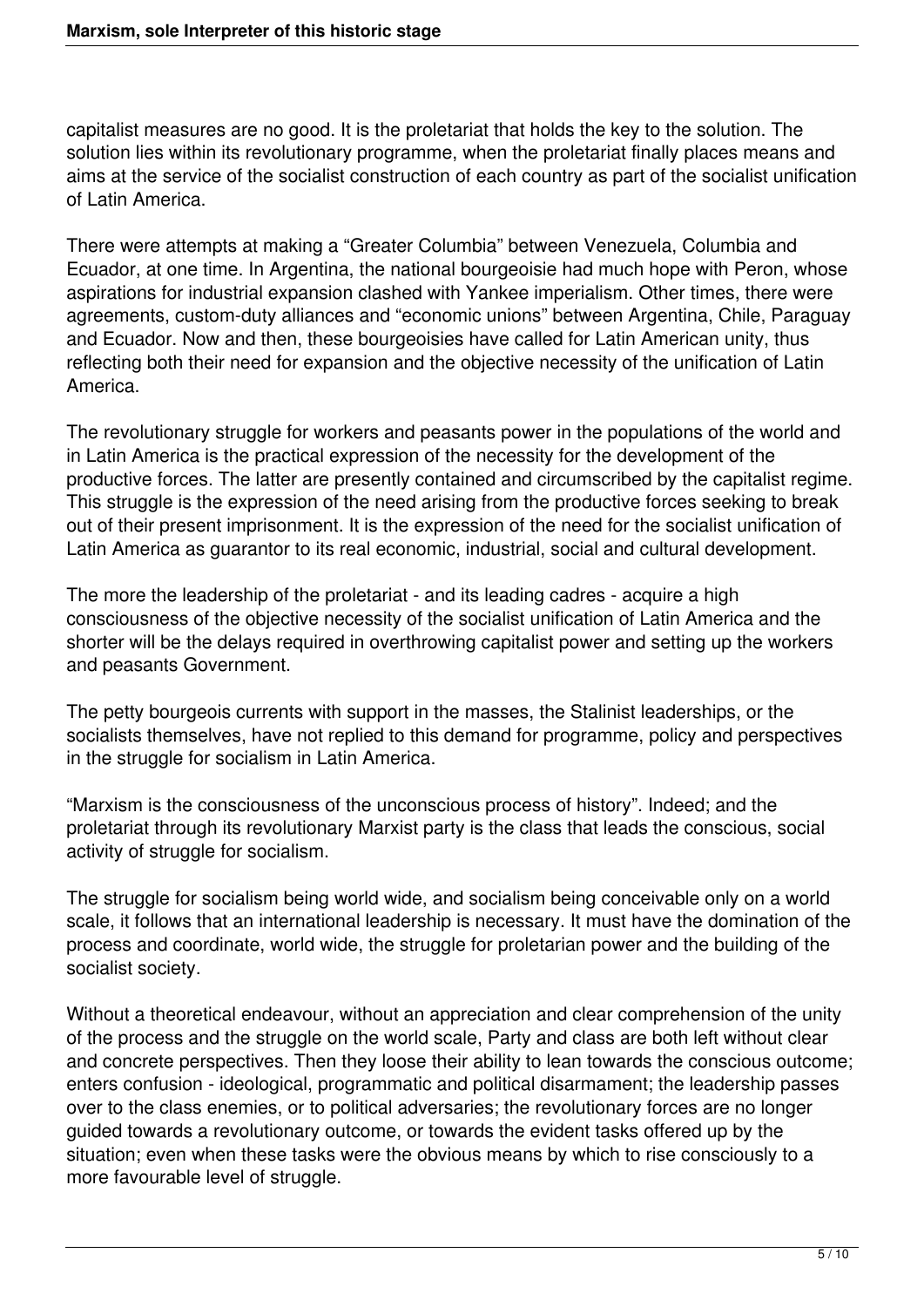capitalist measures are no good. It is the proletariat that holds the key to the solution. The solution lies within its revolutionary programme, when the proletariat finally places means and aims at the service of the socialist construction of each country as part of the socialist unification of Latin America.

There were attempts at making a "Greater Columbia" between Venezuela, Columbia and Ecuador, at one time. In Argentina, the national bourgeoisie had much hope with Peron, whose aspirations for industrial expansion clashed with Yankee imperialism. Other times, there were agreements, custom-duty alliances and "economic unions" between Argentina, Chile, Paraguay and Ecuador. Now and then, these bourgeoisies have called for Latin American unity, thus reflecting both their need for expansion and the objective necessity of the unification of Latin America.

The revolutionary struggle for workers and peasants power in the populations of the world and in Latin America is the practical expression of the necessity for the development of the productive forces. The latter are presently contained and circumscribed by the capitalist regime. This struggle is the expression of the need arising from the productive forces seeking to break out of their present imprisonment. It is the expression of the need for the socialist unification of Latin America as guarantor to its real economic, industrial, social and cultural development.

The more the leadership of the proletariat - and its leading cadres - acquire a high consciousness of the objective necessity of the socialist unification of Latin America and the shorter will be the delays required in overthrowing capitalist power and setting up the workers and peasants Government.

The petty bourgeois currents with support in the masses, the Stalinist leaderships, or the socialists themselves, have not replied to this demand for programme, policy and perspectives in the struggle for socialism in Latin America.

"Marxism is the consciousness of the unconscious process of history". Indeed; and the proletariat through its revolutionary Marxist party is the class that leads the conscious, social activity of struggle for socialism.

The struggle for socialism being world wide, and socialism being conceivable only on a world scale, it follows that an international leadership is necessary. It must have the domination of the process and coordinate, world wide, the struggle for proletarian power and the building of the socialist society.

Without a theoretical endeavour, without an appreciation and clear comprehension of the unity of the process and the struggle on the world scale, Party and class are both left without clear and concrete perspectives. Then they loose their ability to lean towards the conscious outcome; enters confusion - ideological, programmatic and political disarmament; the leadership passes over to the class enemies, or to political adversaries; the revolutionary forces are no longer guided towards a revolutionary outcome, or towards the evident tasks offered up by the situation; even when these tasks were the obvious means by which to rise consciously to a more favourable level of struggle.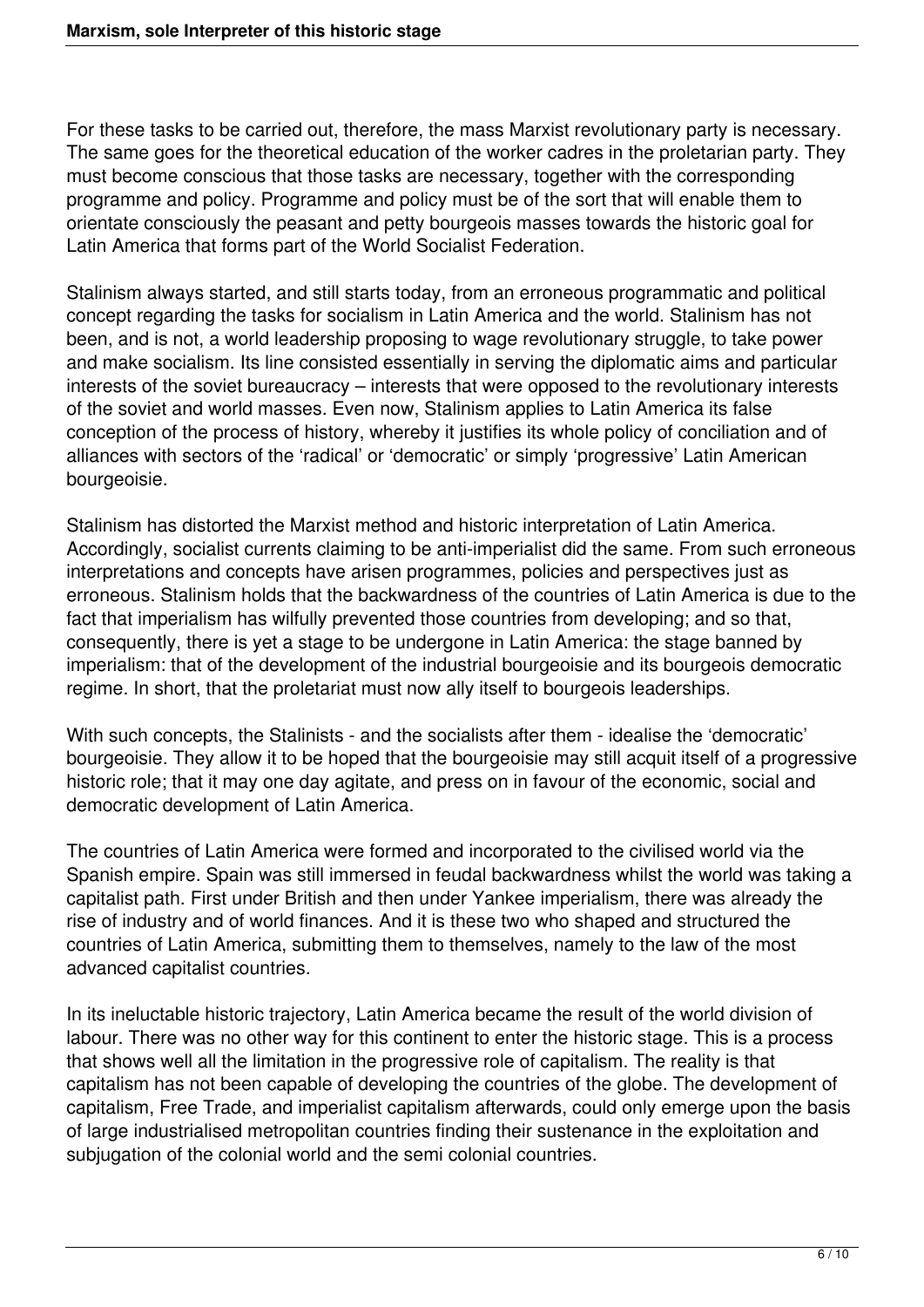For these tasks to be carried out, therefore, the mass Marxist revolutionary party is necessary. The same goes for the theoretical education of the worker cadres in the proletarian party. They must become conscious that those tasks are necessary, together with the corresponding programme and policy. Programme and policy must be of the sort that will enable them to orientate consciously the peasant and petty bourgeois masses towards the historic goal for Latin America that forms part of the World Socialist Federation.

Stalinism always started, and still starts today, from an erroneous programmatic and political concept regarding the tasks for socialism in Latin America and the world. Stalinism has not been, and is not, a world leadership proposing to wage revolutionary struggle, to take power and make socialism. Its line consisted essentially in serving the diplomatic aims and particular interests of the soviet bureaucracy – interests that were opposed to the revolutionary interests of the soviet and world masses. Even now, Stalinism applies to Latin America its false conception of the process of history, whereby it justifies its whole policy of conciliation and of alliances with sectors of the 'radical' or 'democratic' or simply 'progressive' Latin American bourgeoisie.

Stalinism has distorted the Marxist method and historic interpretation of Latin America. Accordingly, socialist currents claiming to be anti-imperialist did the same. From such erroneous interpretations and concepts have arisen programmes, policies and perspectives just as erroneous. Stalinism holds that the backwardness of the countries of Latin America is due to the fact that imperialism has wilfully prevented those countries from developing; and so that, consequently, there is yet a stage to be undergone in Latin America: the stage banned by imperialism: that of the development of the industrial bourgeoisie and its bourgeois democratic regime. In short, that the proletariat must now ally itself to bourgeois leaderships.

With such concepts, the Stalinists - and the socialists after them - idealise the 'democratic' bourgeoisie. They allow it to be hoped that the bourgeoisie may still acquit itself of a progressive historic role; that it may one day agitate, and press on in favour of the economic, social and democratic development of Latin America.

The countries of Latin America were formed and incorporated to the civilised world via the Spanish empire. Spain was still immersed in feudal backwardness whilst the world was taking a capitalist path. First under British and then under Yankee imperialism, there was already the rise of industry and of world finances. And it is these two who shaped and structured the countries of Latin America, submitting them to themselves, namely to the law of the most advanced capitalist countries.

In its ineluctable historic trajectory, Latin America became the result of the world division of labour. There was no other way for this continent to enter the historic stage. This is a process that shows well all the limitation in the progressive role of capitalism. The reality is that capitalism has not been capable of developing the countries of the globe. The development of capitalism, Free Trade, and imperialist capitalism afterwards, could only emerge upon the basis of large industrialised metropolitan countries finding their sustenance in the exploitation and subjugation of the colonial world and the semi colonial countries.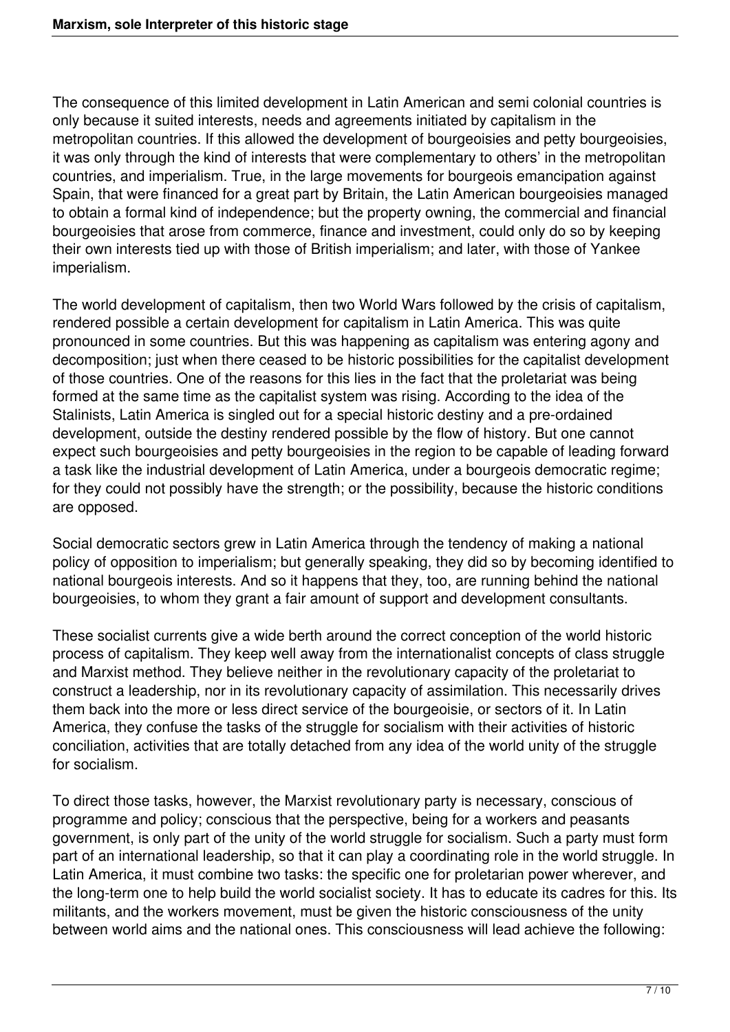The consequence of this limited development in Latin American and semi colonial countries is only because it suited interests, needs and agreements initiated by capitalism in the metropolitan countries. If this allowed the development of bourgeoisies and petty bourgeoisies, it was only through the kind of interests that were complementary to others' in the metropolitan countries, and imperialism. True, in the large movements for bourgeois emancipation against Spain, that were financed for a great part by Britain, the Latin American bourgeoisies managed to obtain a formal kind of independence; but the property owning, the commercial and financial bourgeoisies that arose from commerce, finance and investment, could only do so by keeping their own interests tied up with those of British imperialism; and later, with those of Yankee imperialism.

The world development of capitalism, then two World Wars followed by the crisis of capitalism, rendered possible a certain development for capitalism in Latin America. This was quite pronounced in some countries. But this was happening as capitalism was entering agony and decomposition; just when there ceased to be historic possibilities for the capitalist development of those countries. One of the reasons for this lies in the fact that the proletariat was being formed at the same time as the capitalist system was rising. According to the idea of the Stalinists, Latin America is singled out for a special historic destiny and a pre-ordained development, outside the destiny rendered possible by the flow of history. But one cannot expect such bourgeoisies and petty bourgeoisies in the region to be capable of leading forward a task like the industrial development of Latin America, under a bourgeois democratic regime; for they could not possibly have the strength; or the possibility, because the historic conditions are opposed.

Social democratic sectors grew in Latin America through the tendency of making a national policy of opposition to imperialism; but generally speaking, they did so by becoming identified to national bourgeois interests. And so it happens that they, too, are running behind the national bourgeoisies, to whom they grant a fair amount of support and development consultants.

These socialist currents give a wide berth around the correct conception of the world historic process of capitalism. They keep well away from the internationalist concepts of class struggle and Marxist method. They believe neither in the revolutionary capacity of the proletariat to construct a leadership, nor in its revolutionary capacity of assimilation. This necessarily drives them back into the more or less direct service of the bourgeoisie, or sectors of it. In Latin America, they confuse the tasks of the struggle for socialism with their activities of historic conciliation, activities that are totally detached from any idea of the world unity of the struggle for socialism.

To direct those tasks, however, the Marxist revolutionary party is necessary, conscious of programme and policy; conscious that the perspective, being for a workers and peasants government, is only part of the unity of the world struggle for socialism. Such a party must form part of an international leadership, so that it can play a coordinating role in the world struggle. In Latin America, it must combine two tasks: the specific one for proletarian power wherever, and the long-term one to help build the world socialist society. It has to educate its cadres for this. Its militants, and the workers movement, must be given the historic consciousness of the unity between world aims and the national ones. This consciousness will lead achieve the following: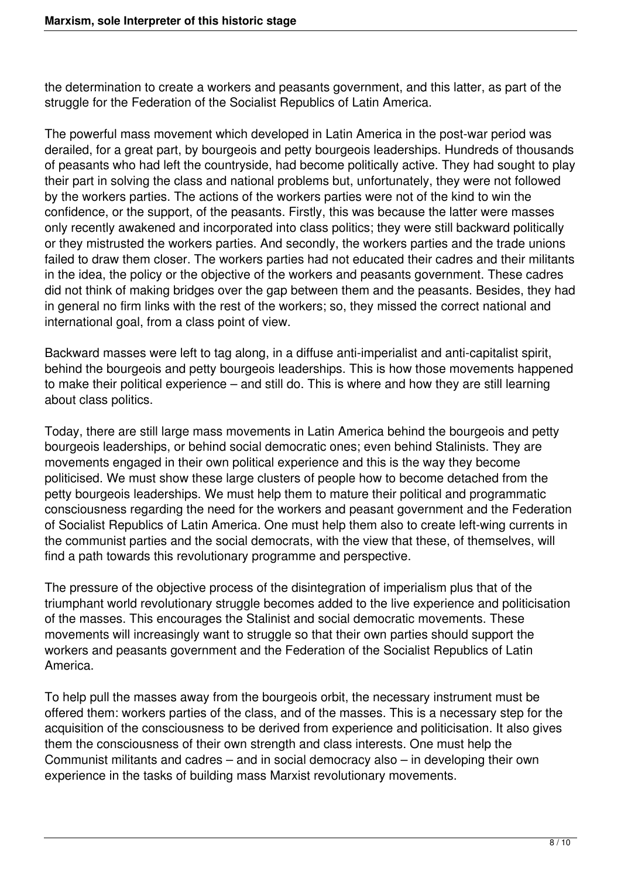the determination to create a workers and peasants government, and this latter, as part of the struggle for the Federation of the Socialist Republics of Latin America.

The powerful mass movement which developed in Latin America in the post-war period was derailed, for a great part, by bourgeois and petty bourgeois leaderships. Hundreds of thousands of peasants who had left the countryside, had become politically active. They had sought to play their part in solving the class and national problems but, unfortunately, they were not followed by the workers parties. The actions of the workers parties were not of the kind to win the confidence, or the support, of the peasants. Firstly, this was because the latter were masses only recently awakened and incorporated into class politics; they were still backward politically or they mistrusted the workers parties. And secondly, the workers parties and the trade unions failed to draw them closer. The workers parties had not educated their cadres and their militants in the idea, the policy or the objective of the workers and peasants government. These cadres did not think of making bridges over the gap between them and the peasants. Besides, they had in general no firm links with the rest of the workers; so, they missed the correct national and international goal, from a class point of view.

Backward masses were left to tag along, in a diffuse anti-imperialist and anti-capitalist spirit, behind the bourgeois and petty bourgeois leaderships. This is how those movements happened to make their political experience – and still do. This is where and how they are still learning about class politics.

Today, there are still large mass movements in Latin America behind the bourgeois and petty bourgeois leaderships, or behind social democratic ones; even behind Stalinists. They are movements engaged in their own political experience and this is the way they become politicised. We must show these large clusters of people how to become detached from the petty bourgeois leaderships. We must help them to mature their political and programmatic consciousness regarding the need for the workers and peasant government and the Federation of Socialist Republics of Latin America. One must help them also to create left-wing currents in the communist parties and the social democrats, with the view that these, of themselves, will find a path towards this revolutionary programme and perspective.

The pressure of the objective process of the disintegration of imperialism plus that of the triumphant world revolutionary struggle becomes added to the live experience and politicisation of the masses. This encourages the Stalinist and social democratic movements. These movements will increasingly want to struggle so that their own parties should support the workers and peasants government and the Federation of the Socialist Republics of Latin America.

To help pull the masses away from the bourgeois orbit, the necessary instrument must be offered them: workers parties of the class, and of the masses. This is a necessary step for the acquisition of the consciousness to be derived from experience and politicisation. It also gives them the consciousness of their own strength and class interests. One must help the Communist militants and cadres – and in social democracy also – in developing their own experience in the tasks of building mass Marxist revolutionary movements.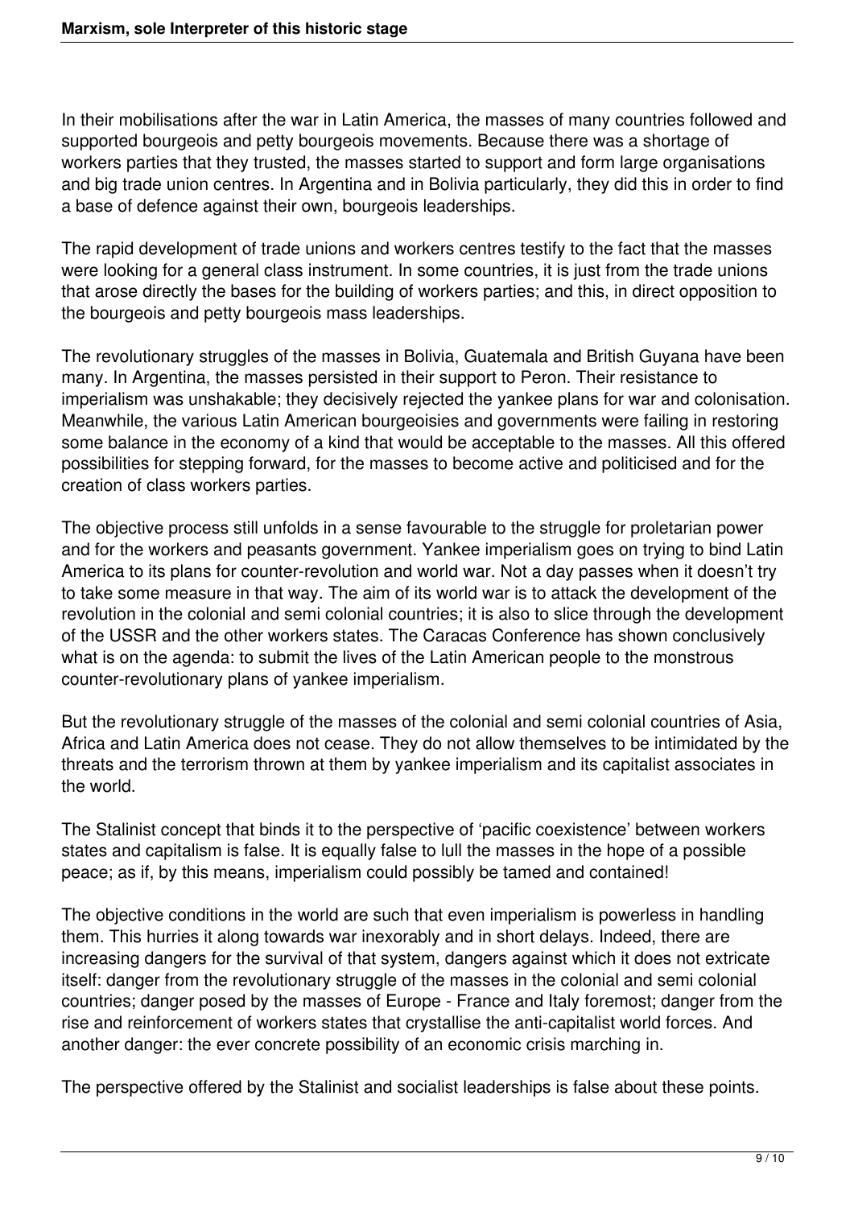In their mobilisations after the war in Latin America, the masses of many countries followed and supported bourgeois and petty bourgeois movements. Because there was a shortage of workers parties that they trusted, the masses started to support and form large organisations and big trade union centres. In Argentina and in Bolivia particularly, they did this in order to find a base of defence against their own, bourgeois leaderships.

The rapid development of trade unions and workers centres testify to the fact that the masses were looking for a general class instrument. In some countries, it is just from the trade unions that arose directly the bases for the building of workers parties; and this, in direct opposition to the bourgeois and petty bourgeois mass leaderships.

The revolutionary struggles of the masses in Bolivia, Guatemala and British Guyana have been many. In Argentina, the masses persisted in their support to Peron. Their resistance to imperialism was unshakable; they decisively rejected the yankee plans for war and colonisation. Meanwhile, the various Latin American bourgeoisies and governments were failing in restoring some balance in the economy of a kind that would be acceptable to the masses. All this offered possibilities for stepping forward, for the masses to become active and politicised and for the creation of class workers parties.

The objective process still unfolds in a sense favourable to the struggle for proletarian power and for the workers and peasants government. Yankee imperialism goes on trying to bind Latin America to its plans for counter-revolution and world war. Not a day passes when it doesn't try to take some measure in that way. The aim of its world war is to attack the development of the revolution in the colonial and semi colonial countries; it is also to slice through the development of the USSR and the other workers states. The Caracas Conference has shown conclusively what is on the agenda: to submit the lives of the Latin American people to the monstrous counter-revolutionary plans of yankee imperialism.

But the revolutionary struggle of the masses of the colonial and semi colonial countries of Asia, Africa and Latin America does not cease. They do not allow themselves to be intimidated by the threats and the terrorism thrown at them by yankee imperialism and its capitalist associates in the world.

The Stalinist concept that binds it to the perspective of 'pacific coexistence' between workers states and capitalism is false. It is equally false to lull the masses in the hope of a possible peace; as if, by this means, imperialism could possibly be tamed and contained!

The objective conditions in the world are such that even imperialism is powerless in handling them. This hurries it along towards war inexorably and in short delays. Indeed, there are increasing dangers for the survival of that system, dangers against which it does not extricate itself: danger from the revolutionary struggle of the masses in the colonial and semi colonial countries; danger posed by the masses of Europe - France and Italy foremost; danger from the rise and reinforcement of workers states that crystallise the anti-capitalist world forces. And another danger: the ever concrete possibility of an economic crisis marching in.

The perspective offered by the Stalinist and socialist leaderships is false about these points.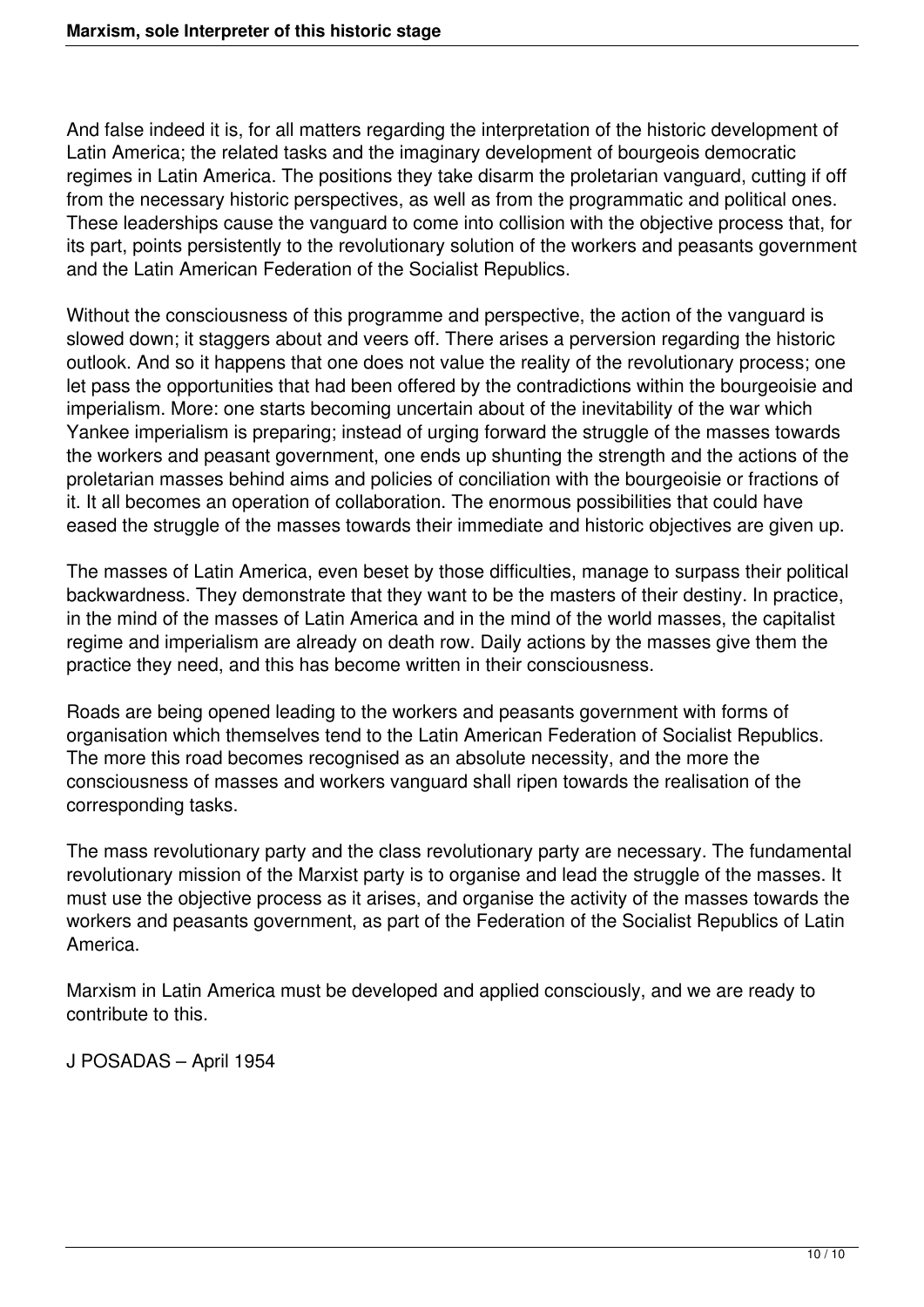And false indeed it is, for all matters regarding the interpretation of the historic development of Latin America; the related tasks and the imaginary development of bourgeois democratic regimes in Latin America. The positions they take disarm the proletarian vanguard, cutting if off from the necessary historic perspectives, as well as from the programmatic and political ones. These leaderships cause the vanguard to come into collision with the objective process that, for its part, points persistently to the revolutionary solution of the workers and peasants government and the Latin American Federation of the Socialist Republics.

Without the consciousness of this programme and perspective, the action of the vanguard is slowed down; it staggers about and veers off. There arises a perversion regarding the historic outlook. And so it happens that one does not value the reality of the revolutionary process; one let pass the opportunities that had been offered by the contradictions within the bourgeoisie and imperialism. More: one starts becoming uncertain about of the inevitability of the war which Yankee imperialism is preparing; instead of urging forward the struggle of the masses towards the workers and peasant government, one ends up shunting the strength and the actions of the proletarian masses behind aims and policies of conciliation with the bourgeoisie or fractions of it. It all becomes an operation of collaboration. The enormous possibilities that could have eased the struggle of the masses towards their immediate and historic objectives are given up.

The masses of Latin America, even beset by those difficulties, manage to surpass their political backwardness. They demonstrate that they want to be the masters of their destiny. In practice, in the mind of the masses of Latin America and in the mind of the world masses, the capitalist regime and imperialism are already on death row. Daily actions by the masses give them the practice they need, and this has become written in their consciousness.

Roads are being opened leading to the workers and peasants government with forms of organisation which themselves tend to the Latin American Federation of Socialist Republics. The more this road becomes recognised as an absolute necessity, and the more the consciousness of masses and workers vanguard shall ripen towards the realisation of the corresponding tasks.

The mass revolutionary party and the class revolutionary party are necessary. The fundamental revolutionary mission of the Marxist party is to organise and lead the struggle of the masses. It must use the objective process as it arises, and organise the activity of the masses towards the workers and peasants government, as part of the Federation of the Socialist Republics of Latin America.

Marxism in Latin America must be developed and applied consciously, and we are ready to contribute to this.

J POSADAS – April 1954